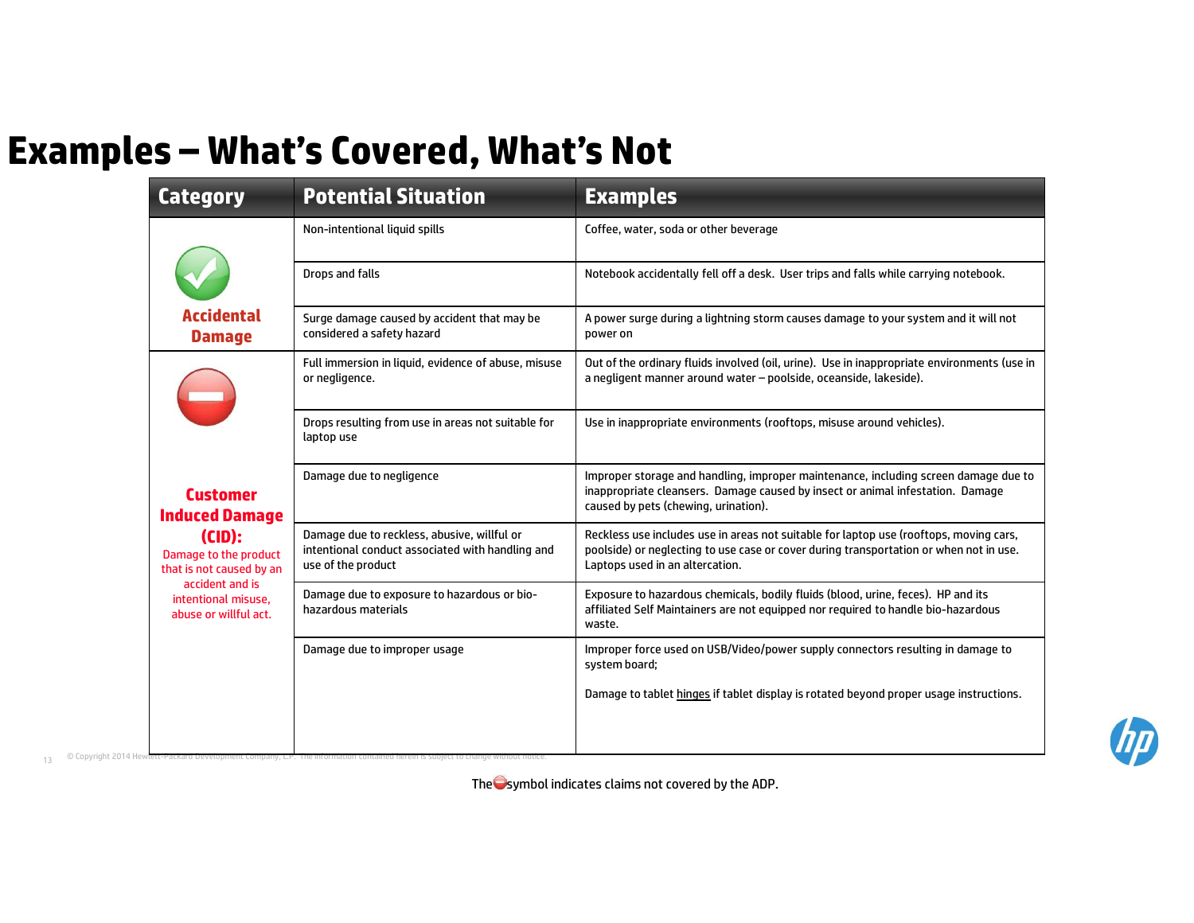# Examples – What's Covered, What's Not

| Category | Potential Situation | Examples |
|---|---|---|
| **Accidental Damage** | Non-intentional liquid spills | Coffee, water, soda or other beverage |
| | Drops and falls | Notebook accidentally fell off a desk. User trips and falls while carrying notebook. |
| | Surge damage caused by accident that may be considered a safety hazard | A power surge during a lightning storm causes damage to your system and it will not power on |
| **Customer Induced Damage (CID):** Damage to the product that is not caused by an accident and is intentional misuse, abuse or willful act. | Full immersion in liquid, evidence of abuse, misuse or negligence. | Out of the ordinary fluids involved (oil, urine). Use in inappropriate environments (use in a negligent manner around water – poolside, oceanside, lakeside). |
| | Drops resulting from use in areas not suitable for laptop use | Use in inappropriate environments (rooftops, misuse around vehicles). |
| | Damage due to negligence | Improper storage and handling, improper maintenance, including screen damage due to inappropriate cleansers. Damage caused by insect or animal infestation. Damage caused by pets (chewing, urination). |
| | Damage due to reckless, abusive, willful or intentional conduct associated with handling and use of the product | Reckless use includes use in areas not suitable for laptop use (rooftops, moving cars, poolside) or neglecting to use case or cover during transportation or when not in use. Laptops used in an altercation. |
| | Damage due to exposure to hazardous or bio-hazardous materials | Exposure to hazardous chemicals, bodily fluids (blood, urine, feces). HP and its affiliated Self Maintainers are not equipped nor required to handle bio-hazardous waste. |
| | Damage due to improper usage | Improper force used on USB/Video/power supply connectors resulting in damage to system board; Damage to tablet hinges if tablet display is rotated beyond proper usage instructions. |

The ⛔ symbol indicates claims not covered by the ADP.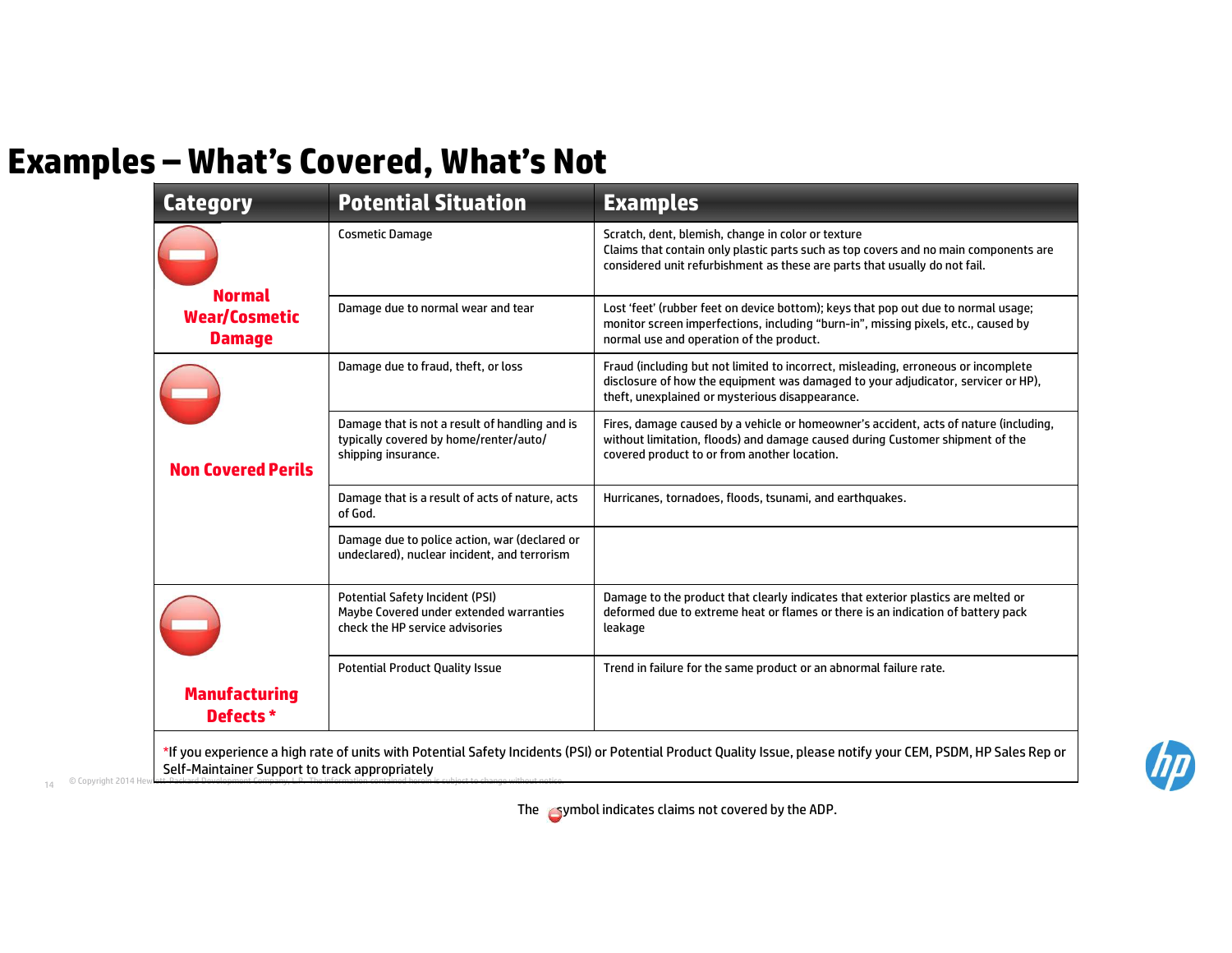# Examples – What's Covered, What's Not

| Category | Potential Situation | Examples |
|---|---|---|
| Normal Wear/Cosmetic Damage | Cosmetic Damage | Scratch, dent, blemish, change in color or texture<br>Claims that contain only plastic parts such as top covers and no main components are considered unit refurbishment as these are parts that usually do not fail. |
| | Damage due to normal wear and tear | Lost 'feet' (rubber feet on device bottom); keys that pop out due to normal usage; monitor screen imperfections, including "burn-in", missing pixels, etc., caused by normal use and operation of the product. |
| Non Covered Perils | Damage due to fraud, theft, or loss | Fraud (including but not limited to incorrect, misleading, erroneous or incomplete disclosure of how the equipment was damaged to your adjudicator, servicer or HP), theft, unexplained or mysterious disappearance. |
| | Damage that is not a result of handling and is typically covered by home/renter/auto/ shipping insurance. | Fires, damage caused by a vehicle or homeowner's accident, acts of nature (including, without limitation, floods) and damage caused during Customer shipment of the covered product to or from another location. |
| | Damage that is a result of acts of nature, acts of God. | Hurricanes, tornadoes, floods, tsunami, and earthquakes. |
| | Damage due to police action, war (declared or undeclared), nuclear incident, and terrorism | |
| Manufacturing Defects * | Potential Safety Incident (PSI)<br>Maybe Covered under extended warranties check the HP service advisories | Damage to the product that clearly indicates that exterior plastics are melted or deformed due to extreme heat or flames or there is an indication of battery pack leakage |
| | Potential Product Quality Issue | Trend in failure for the same product or an abnormal failure rate. |

*If you experience a high rate of units with Potential Safety Incidents (PSI) or Potential Product Quality Issue, please notify your CEM, PSDM, HP Sales Rep or Self-Maintainer Support to track appropriately

The symbol indicates claims not covered by the ADP.